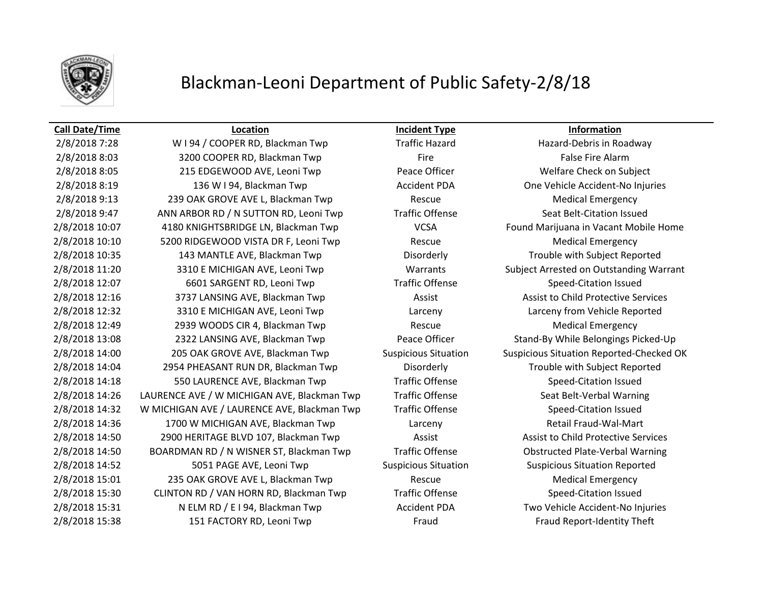# Blackman-Leoni Department of Public Safety-2/8/18

| Call Date/Time | Location | Incident Type | Information |
|---|---|---|---|
| 2/8/2018 7:28 | W I 94 / COOPER RD, Blackman Twp | Traffic Hazard | Hazard-Debris in Roadway |
| 2/8/2018 8:03 | 3200 COOPER RD, Blackman Twp | Fire | False Fire Alarm |
| 2/8/2018 8:05 | 215 EDGEWOOD AVE, Leoni Twp | Peace Officer | Welfare Check on Subject |
| 2/8/2018 8:19 | 136 W I 94, Blackman Twp | Accident PDA | One Vehicle Accident-No Injuries |
| 2/8/2018 9:13 | 239 OAK GROVE AVE L, Blackman Twp | Rescue | Medical Emergency |
| 2/8/2018 9:47 | ANN ARBOR RD / N SUTTON RD, Leoni Twp | Traffic Offense | Seat Belt-Citation Issued |
| 2/8/2018 10:07 | 4180 KNIGHTSBRIDGE LN, Blackman Twp | VCSA | Found Marijuana in Vacant Mobile Home |
| 2/8/2018 10:10 | 5200 RIDGEWOOD VISTA DR F, Leoni Twp | Rescue | Medical Emergency |
| 2/8/2018 10:35 | 143 MANTLE AVE, Blackman Twp | Disorderly | Trouble with Subject Reported |
| 2/8/2018 11:20 | 3310 E MICHIGAN AVE, Leoni Twp | Warrants | Subject Arrested on Outstanding Warrant |
| 2/8/2018 12:07 | 6601 SARGENT RD, Leoni Twp | Traffic Offense | Speed-Citation Issued |
| 2/8/2018 12:16 | 3737 LANSING AVE, Blackman Twp | Assist | Assist to Child Protective Services |
| 2/8/2018 12:32 | 3310 E MICHIGAN AVE, Leoni Twp | Larceny | Larceny from Vehicle Reported |
| 2/8/2018 12:49 | 2939 WOODS CIR 4, Blackman Twp | Rescue | Medical Emergency |
| 2/8/2018 13:08 | 2322 LANSING AVE, Blackman Twp | Peace Officer | Stand-By While Belongings Picked-Up |
| 2/8/2018 14:00 | 205 OAK GROVE AVE, Blackman Twp | Suspicious Situation | Suspicious Situation Reported-Checked OK |
| 2/8/2018 14:04 | 2954 PHEASANT RUN DR, Blackman Twp | Disorderly | Trouble with Subject Reported |
| 2/8/2018 14:18 | 550 LAURENCE AVE, Blackman Twp | Traffic Offense | Speed-Citation Issued |
| 2/8/2018 14:26 | LAURENCE AVE / W MICHIGAN AVE, Blackman Twp | Traffic Offense | Seat Belt-Verbal Warning |
| 2/8/2018 14:32 | W MICHIGAN AVE / LAURENCE AVE, Blackman Twp | Traffic Offense | Speed-Citation Issued |
| 2/8/2018 14:36 | 1700 W MICHIGAN AVE, Blackman Twp | Larceny | Retail Fraud-Wal-Mart |
| 2/8/2018 14:50 | 2900 HERITAGE BLVD 107, Blackman Twp | Assist | Assist to Child Protective Services |
| 2/8/2018 14:50 | BOARDMAN RD / N WISNER ST, Blackman Twp | Traffic Offense | Obstructed Plate-Verbal Warning |
| 2/8/2018 14:52 | 5051 PAGE AVE, Leoni Twp | Suspicious Situation | Suspicious Situation Reported |
| 2/8/2018 15:01 | 235 OAK GROVE AVE L, Blackman Twp | Rescue | Medical Emergency |
| 2/8/2018 15:30 | CLINTON RD / VAN HORN RD, Blackman Twp | Traffic Offense | Speed-Citation Issued |
| 2/8/2018 15:31 | N ELM RD / E I 94, Blackman Twp | Accident PDA | Two Vehicle Accident-No Injuries |
| 2/8/2018 15:38 | 151 FACTORY RD, Leoni Twp | Fraud | Fraud Report-Identity Theft |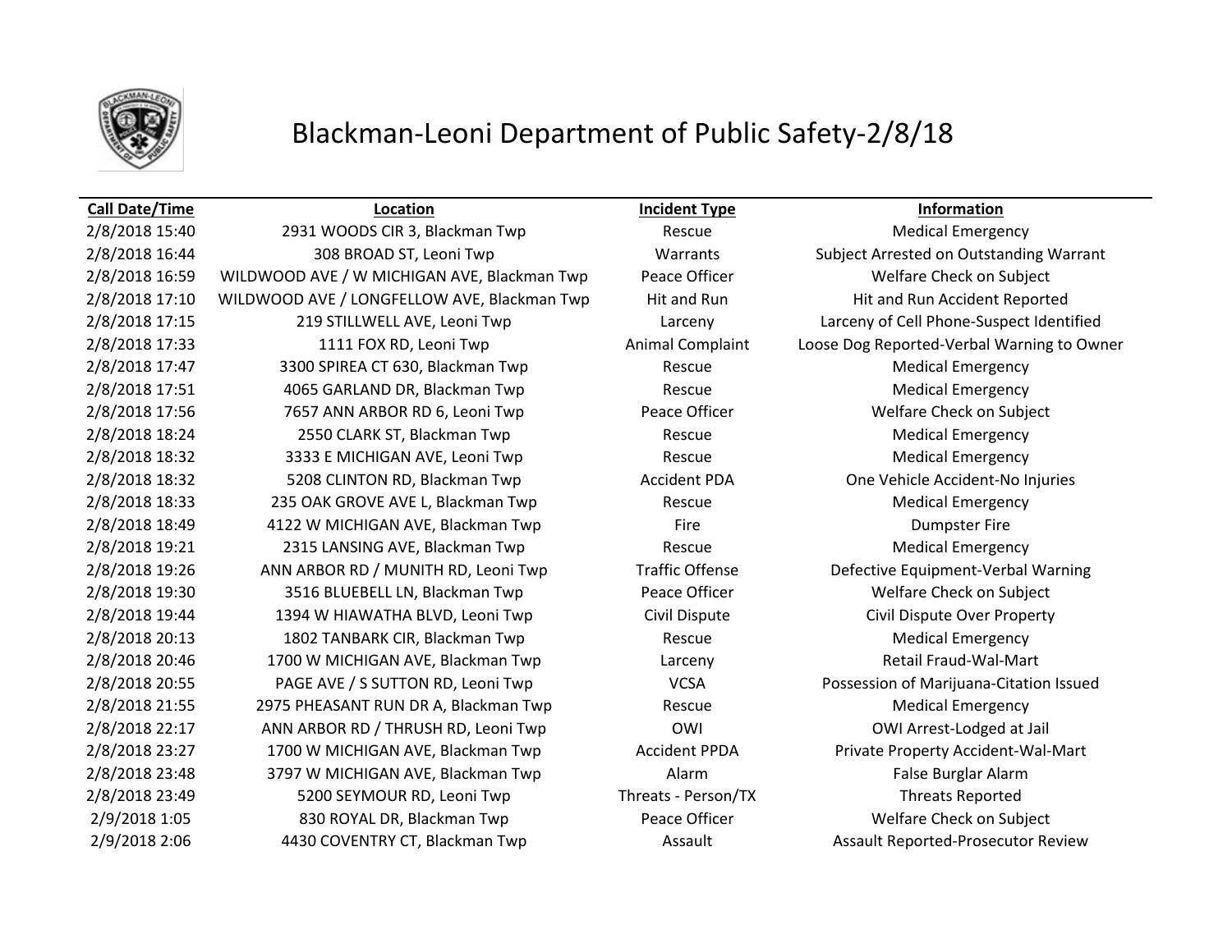# Blackman-Leoni Department of Public Safety-2/8/18

| Call Date/Time | Location | Incident Type | Information |
|---|---|---|---|
| 2/8/2018 15:40 | 2931 WOODS CIR 3, Blackman Twp | Rescue | Medical Emergency |
| 2/8/2018 16:44 | 308 BROAD ST, Leoni Twp | Warrants | Subject Arrested on Outstanding Warrant |
| 2/8/2018 16:59 | WILDWOOD AVE / W MICHIGAN AVE, Blackman Twp | Peace Officer | Welfare Check on Subject |
| 2/8/2018 17:10 | WILDWOOD AVE / LONGFELLOW AVE, Blackman Twp | Hit and Run | Hit and Run Accident Reported |
| 2/8/2018 17:15 | 219 STILLWELL AVE, Leoni Twp | Larceny | Larceny of Cell Phone-Suspect Identified |
| 2/8/2018 17:33 | 1111 FOX RD, Leoni Twp | Animal Complaint | Loose Dog Reported-Verbal Warning to Owner |
| 2/8/2018 17:47 | 3300 SPIREA CT 630, Blackman Twp | Rescue | Medical Emergency |
| 2/8/2018 17:51 | 4065 GARLAND DR, Blackman Twp | Rescue | Medical Emergency |
| 2/8/2018 17:56 | 7657 ANN ARBOR RD 6, Leoni Twp | Peace Officer | Welfare Check on Subject |
| 2/8/2018 18:24 | 2550 CLARK ST, Blackman Twp | Rescue | Medical Emergency |
| 2/8/2018 18:32 | 3333 E MICHIGAN AVE, Leoni Twp | Rescue | Medical Emergency |
| 2/8/2018 18:32 | 5208 CLINTON RD, Blackman Twp | Accident PDA | One Vehicle Accident-No Injuries |
| 2/8/2018 18:33 | 235 OAK GROVE AVE L, Blackman Twp | Rescue | Medical Emergency |
| 2/8/2018 18:49 | 4122 W MICHIGAN AVE, Blackman Twp | Fire | Dumpster Fire |
| 2/8/2018 19:21 | 2315 LANSING AVE, Blackman Twp | Rescue | Medical Emergency |
| 2/8/2018 19:26 | ANN ARBOR RD / MUNITH RD, Leoni Twp | Traffic Offense | Defective Equipment-Verbal Warning |
| 2/8/2018 19:30 | 3516 BLUEBELL LN, Blackman Twp | Peace Officer | Welfare Check on Subject |
| 2/8/2018 19:44 | 1394 W HIAWATHA BLVD, Leoni Twp | Civil Dispute | Civil Dispute Over Property |
| 2/8/2018 20:13 | 1802 TANBARK CIR, Blackman Twp | Rescue | Medical Emergency |
| 2/8/2018 20:46 | 1700 W MICHIGAN AVE, Blackman Twp | Larceny | Retail Fraud-Wal-Mart |
| 2/8/2018 20:55 | PAGE AVE / S SUTTON RD, Leoni Twp | VCSA | Possession of Marijuana-Citation Issued |
| 2/8/2018 21:55 | 2975 PHEASANT RUN DR A, Blackman Twp | Rescue | Medical Emergency |
| 2/8/2018 22:17 | ANN ARBOR RD / THRUSH RD, Leoni Twp | OWI | OWI Arrest-Lodged at Jail |
| 2/8/2018 23:27 | 1700 W MICHIGAN AVE, Blackman Twp | Accident PPDA | Private Property Accident-Wal-Mart |
| 2/8/2018 23:48 | 3797 W MICHIGAN AVE, Blackman Twp | Alarm | False Burglar Alarm |
| 2/8/2018 23:49 | 5200 SEYMOUR RD, Leoni Twp | Threats - Person/TX | Threats Reported |
| 2/9/2018 1:05 | 830 ROYAL DR, Blackman Twp | Peace Officer | Welfare Check on Subject |
| 2/9/2018 2:06 | 4430 COVENTRY CT, Blackman Twp | Assault | Assault Reported-Prosecutor Review |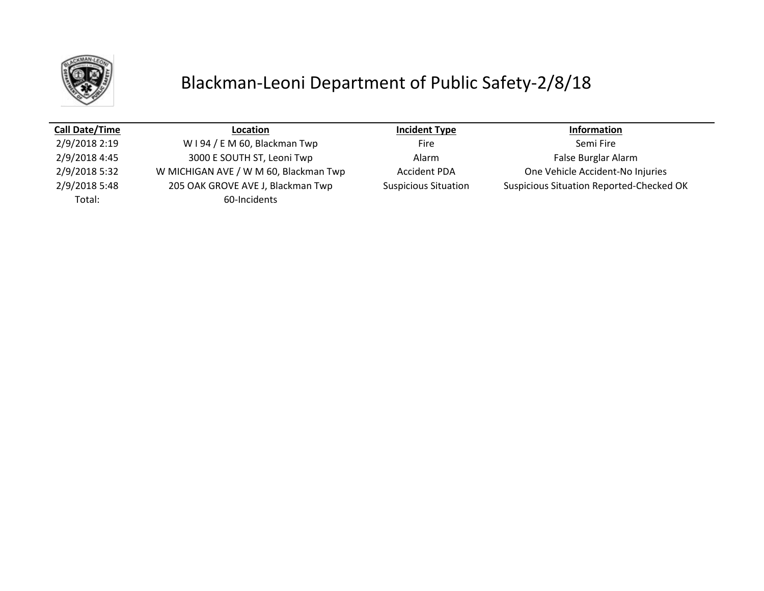# Blackman-Leoni Department of Public Safety-2/8/18

| Call Date/Time | Location | Incident Type | Information |
| --- | --- | --- | --- |
| 2/9/2018 2:19 | W I 94 / E M 60, Blackman Twp | Fire | Semi Fire |
| 2/9/2018 4:45 | 3000 E SOUTH ST, Leoni Twp | Alarm | False Burglar Alarm |
| 2/9/2018 5:32 | W MICHIGAN AVE / W M 60, Blackman Twp | Accident PDA | One Vehicle Accident-No Injuries |
| 2/9/2018 5:48 | 205 OAK GROVE AVE J, Blackman Twp | Suspicious Situation | Suspicious Situation Reported-Checked OK |
| Total: | 60-Incidents | | |